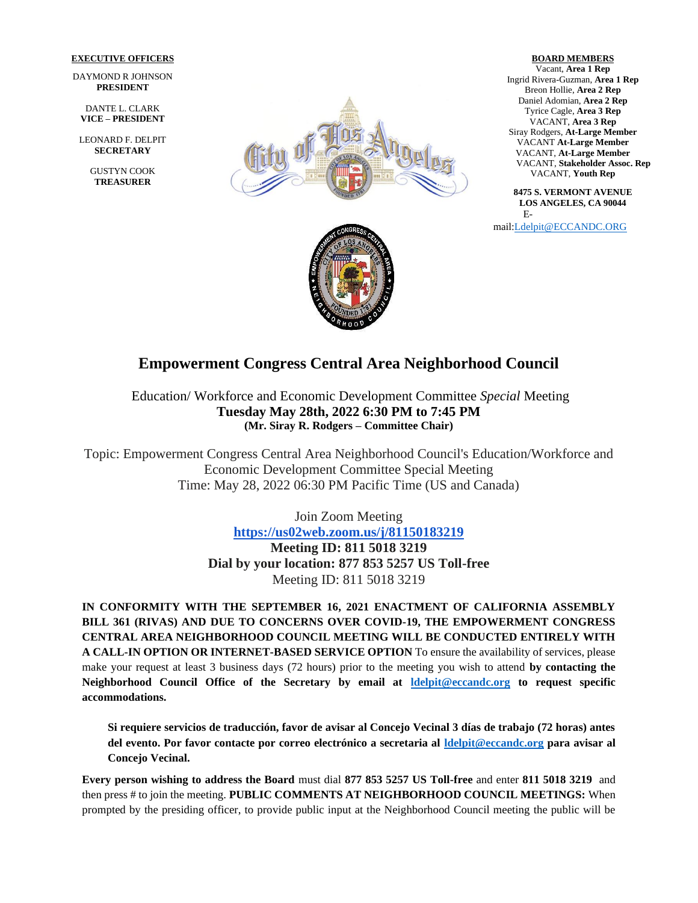**EXECUTIVE OFFICERS**

DAYMOND R JOHNSON
**PRESIDENT**

DANTE L. CLARK
**VICE – PRESIDENT**

LEONARD F. DELPIT
**SECRETARY**

GUSTYN COOK
**TREASURER**

**BOARD MEMBERS**

Vacant, **Area 1 Rep**
Ingrid Rivera-Guzman, **Area 1 Rep**
Breon Hollie, **Area 2 Rep**
Daniel Adomian, **Area 2 Rep**
Tyrice Cagle, **Area 3 Rep**
VACANT, **Area 3 Rep**
Siray Rodgers, **At-Large Member**
VACANT **At-Large Member**
VACANT, **At-Large Member**
VACANT, **Stakeholder Assoc. Rep**
VACANT, **Youth Rep**

**8475 S. VERMONT AVENUE**
**LOS ANGELES, CA 90044**
E-mail:Ldelpit@ECCANDC.ORG

# Empowerment Congress Central Area Neighborhood Council

Education/ Workforce and Economic Development Committee *Special* Meeting
**Tuesday May 28th, 2022 6:30 PM to 7:45 PM**
**(Mr. Siray R. Rodgers – Committee Chair)**

Topic: Empowerment Congress Central Area Neighborhood Council's Education/Workforce and Economic Development Committee Special Meeting
Time: May 28, 2022 06:30 PM Pacific Time (US and Canada)

Join Zoom Meeting
**https://us02web.zoom.us/j/81150183219**
**Meeting ID: 811 5018 3219**
**Dial by your location: 877 853 5257 US Toll-free**
Meeting ID: 811 5018 3219

**IN CONFORMITY WITH THE SEPTEMBER 16, 2021 ENACTMENT OF CALIFORNIA ASSEMBLY BILL 361 (RIVAS) AND DUE TO CONCERNS OVER COVID-19, THE EMPOWERMENT CONGRESS CENTRAL AREA NEIGHBORHOOD COUNCIL MEETING WILL BE CONDUCTED ENTIRELY WITH A CALL-IN OPTION OR INTERNET-BASED SERVICE OPTION** To ensure the availability of services, please make your request at least 3 business days (72 hours) prior to the meeting you wish to attend **by contacting the Neighborhood Council Office of the Secretary by email at ldelpit@eccandc.org to request specific accommodations.**

**Si requiere servicios de traducción, favor de avisar al Concejo Vecinal 3 días de trabajo (72 horas) antes del evento. Por favor contacte por correo electrónico a secretaria al ldelpit@eccandc.org para avisar al Concejo Vecinal.**

**Every person wishing to address the Board** must dial **877 853 5257 US Toll-free** and enter **811 5018 3219** and then press # to join the meeting. **PUBLIC COMMENTS AT NEIGHBORHOOD COUNCIL MEETINGS:** When prompted by the presiding officer, to provide public input at the Neighborhood Council meeting the public will be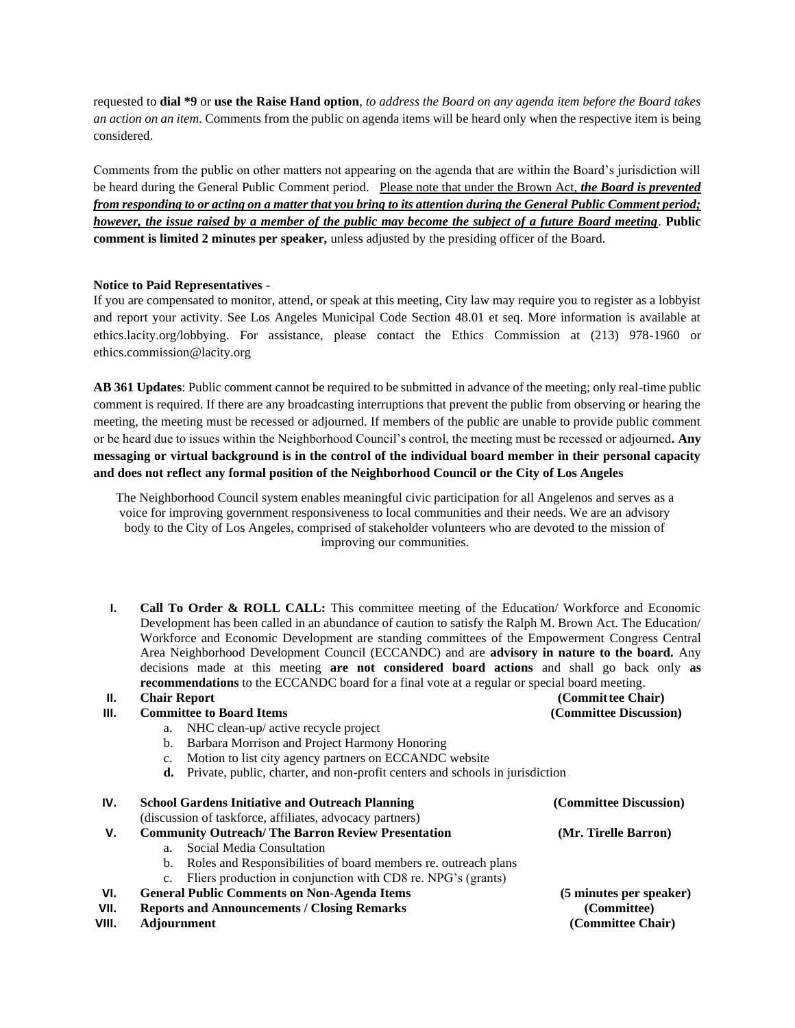requested to **dial *9** or **use the Raise Hand option**, *to address the Board on any agenda item before the Board takes an action on an item*. Comments from the public on agenda items will be heard only when the respective item is being considered.

Comments from the public on other matters not appearing on the agenda that are within the Board's jurisdiction will be heard during the General Public Comment period. Please note that under the Brown Act, ***the Board is prevented from responding to or acting on a matter that you bring to its attention during the General Public Comment period; however, the issue raised by a member of the public may become the subject of a future Board meeting***. **Public comment is limited 2 minutes per speaker,** unless adjusted by the presiding officer of the Board.

**Notice to Paid Representatives -**
If you are compensated to monitor, attend, or speak at this meeting, City law may require you to register as a lobbyist and report your activity. See Los Angeles Municipal Code Section 48.01 et seq. More information is available at ethics.lacity.org/lobbying. For assistance, please contact the Ethics Commission at (213) 978-1960 or ethics.commission@lacity.org

**AB 361 Updates**: Public comment cannot be required to be submitted in advance of the meeting; only real-time public comment is required. If there are any broadcasting interruptions that prevent the public from observing or hearing the meeting, the meeting must be recessed or adjourned. If members of the public are unable to provide public comment or be heard due to issues within the Neighborhood Council's control, the meeting must be recessed or adjourned**. Any messaging or virtual background is in the control of the individual board member in their personal capacity and does not reflect any formal position of the Neighborhood Council or the City of Los Angeles**

The Neighborhood Council system enables meaningful civic participation for all Angelenos and serves as a voice for improving government responsiveness to local communities and their needs. We are an advisory body to the City of Los Angeles, comprised of stakeholder volunteers who are devoted to the mission of improving our communities.

I. **Call To Order & ROLL CALL:** This committee meeting of the Education/ Workforce and Economic Development has been called in an abundance of caution to satisfy the Ralph M. Brown Act. The Education/ Workforce and Economic Development are standing committees of the Empowerment Congress Central Area Neighborhood Development Council (ECCANDC) and are **advisory in nature to the board.** Any decisions made at this meeting **are not considered board actions** and shall go back only **as recommendations** to the ECCANDC board for a final vote at a regular or special board meeting.

II. **Chair Report** **(Committee Chair)**

III. **Committee to Board Items** **(Committee Discussion)**
   a. NHC clean-up/ active recycle project
   b. Barbara Morrison and Project Harmony Honoring
   c. Motion to list city agency partners on ECCANDC website
   **d.** Private, public, charter, and non-profit centers and schools in jurisdiction

IV. **School Gardens Initiative and Outreach Planning** **(Committee Discussion)**
   (discussion of taskforce, affiliates, advocacy partners)

V. **Community Outreach/ The Barron Review Presentation** **(Mr. Tirelle Barron)**
   a. Social Media Consultation
   b. Roles and Responsibilities of board members re. outreach plans
   c. Fliers production in conjunction with CD8 re. NPG's (grants)

VI. **General Public Comments on Non-Agenda Items** **(5 minutes per speaker)**

VII. **Reports and Announcements / Closing Remarks** **(Committee)**

VIII. **Adjournment** **(Committee Chair)**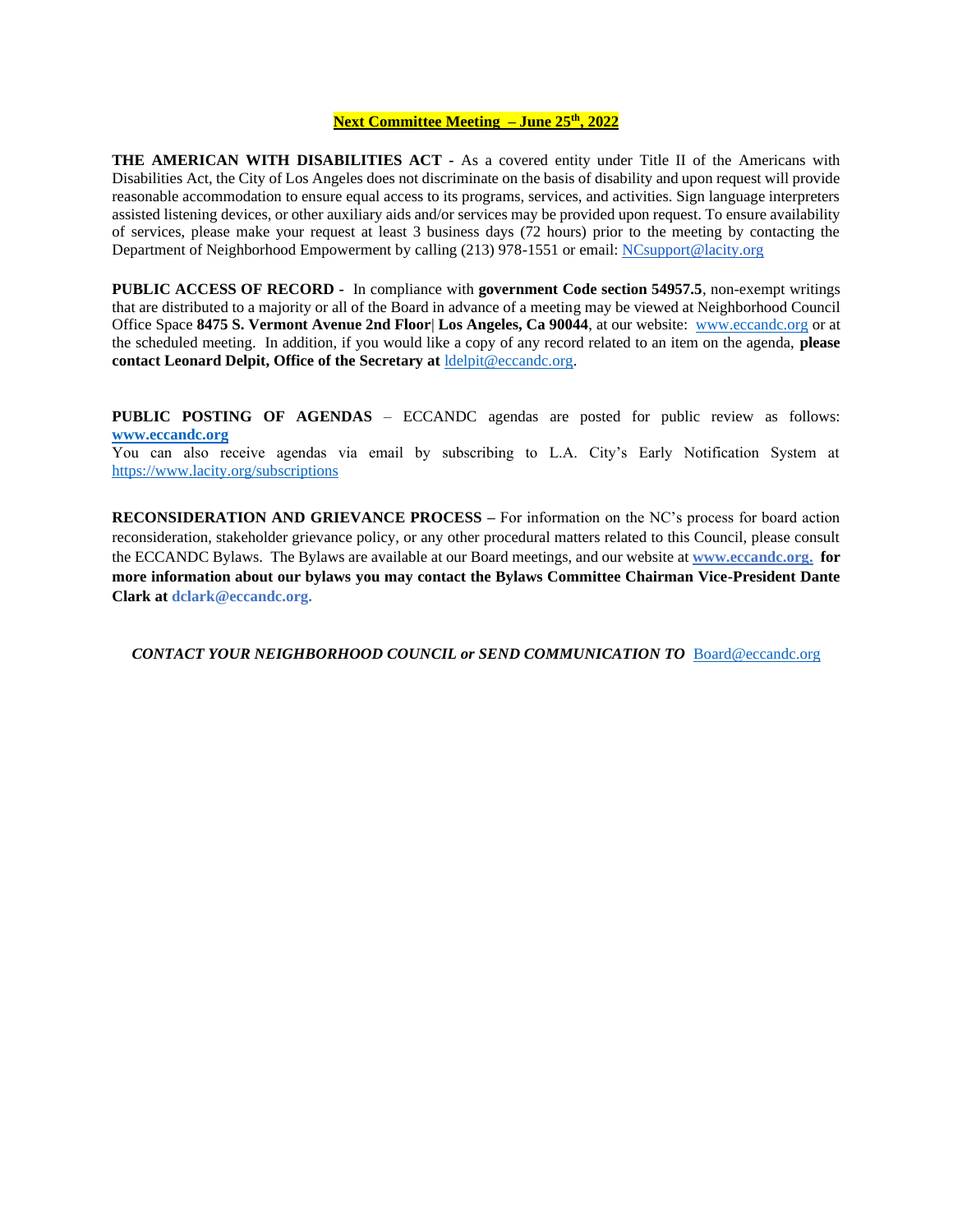**Next Committee Meeting – June 25th, 2022**

**THE AMERICAN WITH DISABILITIES ACT -** As a covered entity under Title II of the Americans with Disabilities Act, the City of Los Angeles does not discriminate on the basis of disability and upon request will provide reasonable accommodation to ensure equal access to its programs, services, and activities. Sign language interpreters assisted listening devices, or other auxiliary aids and/or services may be provided upon request. To ensure availability of services, please make your request at least 3 business days (72 hours) prior to the meeting by contacting the Department of Neighborhood Empowerment by calling (213) 978-1551 or email: NCsupport@lacity.org

**PUBLIC ACCESS OF RECORD -** In compliance with **government Code section 54957.5**, non-exempt writings that are distributed to a majority or all of the Board in advance of a meeting may be viewed at Neighborhood Council Office Space **8475 S. Vermont Avenue 2nd Floor| Los Angeles, Ca 90044**, at our website: www.eccandc.org or at the scheduled meeting. In addition, if you would like a copy of any record related to an item on the agenda, **please contact Leonard Delpit, Office of the Secretary at** ldelpit@eccandc.org.

**PUBLIC POSTING OF AGENDAS** – ECCANDC agendas are posted for public review as follows: **www.eccandc.org**
You can also receive agendas via email by subscribing to L.A. City's Early Notification System at https://www.lacity.org/subscriptions

**RECONSIDERATION AND GRIEVANCE PROCESS –** For information on the NC's process for board action reconsideration, stakeholder grievance policy, or any other procedural matters related to this Council, please consult the ECCANDC Bylaws. The Bylaws are available at our Board meetings, and our website at **www.eccandc.org. for more information about our bylaws you may contact the Bylaws Committee Chairman Vice-President Dante Clark at dclark@eccandc.org.**

***CONTACT YOUR NEIGHBORHOOD COUNCIL or SEND COMMUNICATION TO*** Board@eccandc.org